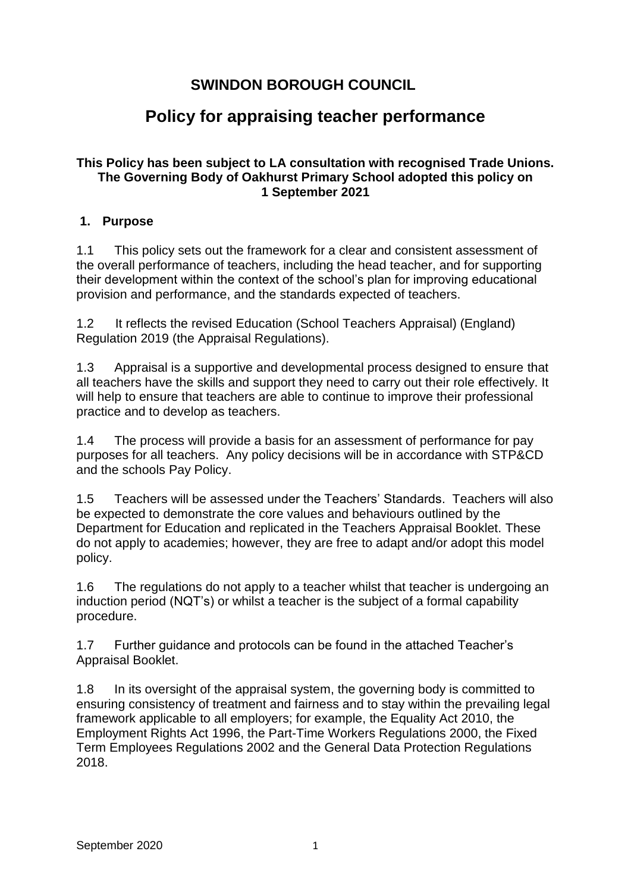# SWINDON BOROUGH COUNCIL

# Policy for appraising teacher performance

**This Policy has been subject to LA consultation with recognised Trade Unions. The Governing Body of Oakhurst Primary School adopted this policy on 1 September 2021**

## 1. Purpose

1.1 This policy sets out the framework for a clear and consistent assessment of the overall performance of teachers, including the head teacher, and for supporting their development within the context of the school's plan for improving educational provision and performance, and the standards expected of teachers.

1.2 It reflects the revised Education (School Teachers Appraisal) (England) Regulation 2019 (the Appraisal Regulations).

1.3 Appraisal is a supportive and developmental process designed to ensure that all teachers have the skills and support they need to carry out their role effectively. It will help to ensure that teachers are able to continue to improve their professional practice and to develop as teachers.

1.4 The process will provide a basis for an assessment of performance for pay purposes for all teachers. Any policy decisions will be in accordance with STP&CD and the schools Pay Policy.

1.5 Teachers will be assessed under the Teachers' Standards. Teachers will also be expected to demonstrate the core values and behaviours outlined by the Department for Education and replicated in the Teachers Appraisal Booklet. These do not apply to academies; however, they are free to adapt and/or adopt this model policy.

1.6 The regulations do not apply to a teacher whilst that teacher is undergoing an induction period (NQT's) or whilst a teacher is the subject of a formal capability procedure.

1.7 Further guidance and protocols can be found in the attached Teacher's Appraisal Booklet.

1.8 In its oversight of the appraisal system, the governing body is committed to ensuring consistency of treatment and fairness and to stay within the prevailing legal framework applicable to all employers; for example, the Equality Act 2010, the Employment Rights Act 1996, the Part-Time Workers Regulations 2000, the Fixed Term Employees Regulations 2002 and the General Data Protection Regulations 2018.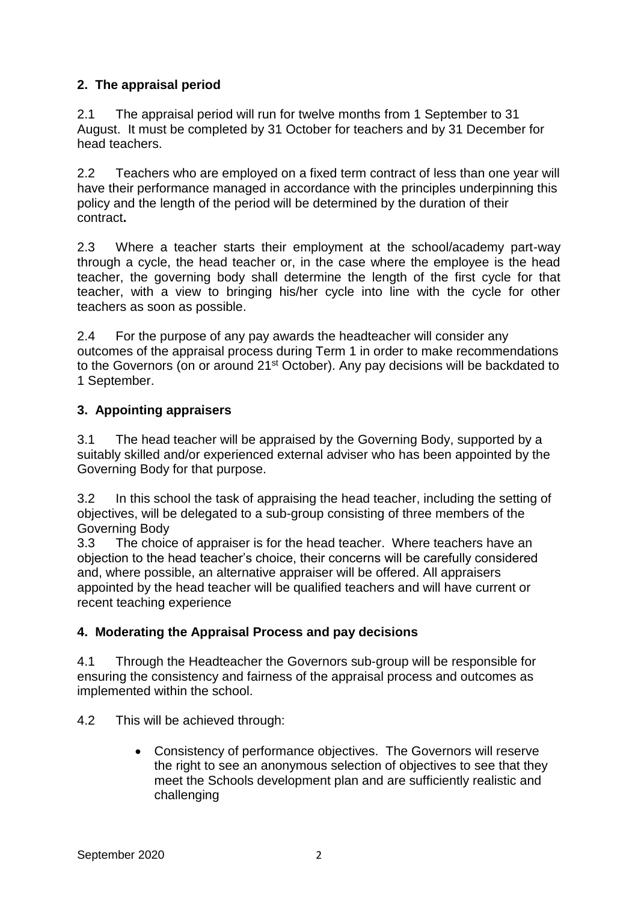## 2. The appraisal period

2.1 The appraisal period will run for twelve months from 1 September to 31 August. It must be completed by 31 October for teachers and by 31 December for head teachers.

2.2 Teachers who are employed on a fixed term contract of less than one year will have their performance managed in accordance with the principles underpinning this policy and the length of the period will be determined by the duration of their contract**.**

2.3 Where a teacher starts their employment at the school/academy part-way through a cycle, the head teacher or, in the case where the employee is the head teacher, the governing body shall determine the length of the first cycle for that teacher, with a view to bringing his/her cycle into line with the cycle for other teachers as soon as possible.

2.4 For the purpose of any pay awards the headteacher will consider any outcomes of the appraisal process during Term 1 in order to make recommendations to the Governors (on or around 21st October). Any pay decisions will be backdated to 1 September.

## 3. Appointing appraisers

3.1 The head teacher will be appraised by the Governing Body, supported by a suitably skilled and/or experienced external adviser who has been appointed by the Governing Body for that purpose.

3.2 In this school the task of appraising the head teacher, including the setting of objectives, will be delegated to a sub-group consisting of three members of the Governing Body

3.3 The choice of appraiser is for the head teacher. Where teachers have an objection to the head teacher's choice, their concerns will be carefully considered and, where possible, an alternative appraiser will be offered. All appraisers appointed by the head teacher will be qualified teachers and will have current or recent teaching experience

## 4. Moderating the Appraisal Process and pay decisions

4.1 Through the Headteacher the Governors sub-group will be responsible for ensuring the consistency and fairness of the appraisal process and outcomes as implemented within the school.

4.2 This will be achieved through:

- Consistency of performance objectives. The Governors will reserve the right to see an anonymous selection of objectives to see that they meet the Schools development plan and are sufficiently realistic and challenging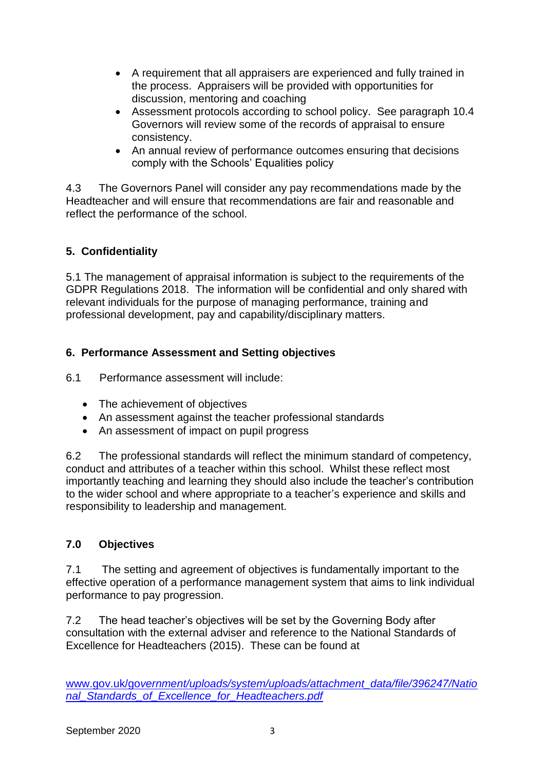- A requirement that all appraisers are experienced and fully trained in the process. Appraisers will be provided with opportunities for discussion, mentoring and coaching
- Assessment protocols according to school policy. See paragraph 10.4 Governors will review some of the records of appraisal to ensure consistency.
- An annual review of performance outcomes ensuring that decisions comply with the Schools' Equalities policy

4.3 The Governors Panel will consider any pay recommendations made by the Headteacher and will ensure that recommendations are fair and reasonable and reflect the performance of the school.

## 5. Confidentiality

5.1 The management of appraisal information is subject to the requirements of the GDPR Regulations 2018. The information will be confidential and only shared with relevant individuals for the purpose of managing performance, training and professional development, pay and capability/disciplinary matters.

## 6. Performance Assessment and Setting objectives

6.1 Performance assessment will include:

- The achievement of objectives
- An assessment against the teacher professional standards
- An assessment of impact on pupil progress

6.2 The professional standards will reflect the minimum standard of competency, conduct and attributes of a teacher within this school. Whilst these reflect most importantly teaching and learning they should also include the teacher's contribution to the wider school and where appropriate to a teacher's experience and skills and responsibility to leadership and management.

## 7.0 Objectives

7.1 The setting and agreement of objectives is fundamentally important to the effective operation of a performance management system that aims to link individual performance to pay progression.

7.2 The head teacher's objectives will be set by the Governing Body after consultation with the external adviser and reference to the National Standards of Excellence for Headteachers (2015). These can be found at

[www.gov.uk/government/uploads/system/uploads/attachment_data/file/396247/National_Standards_of_Excellence_for_Headteachers.pdf](www.gov.uk/government/uploads/system/uploads/attachment_data/file/396247/National_Standards_of_Excellence_for_Headteachers.pdf)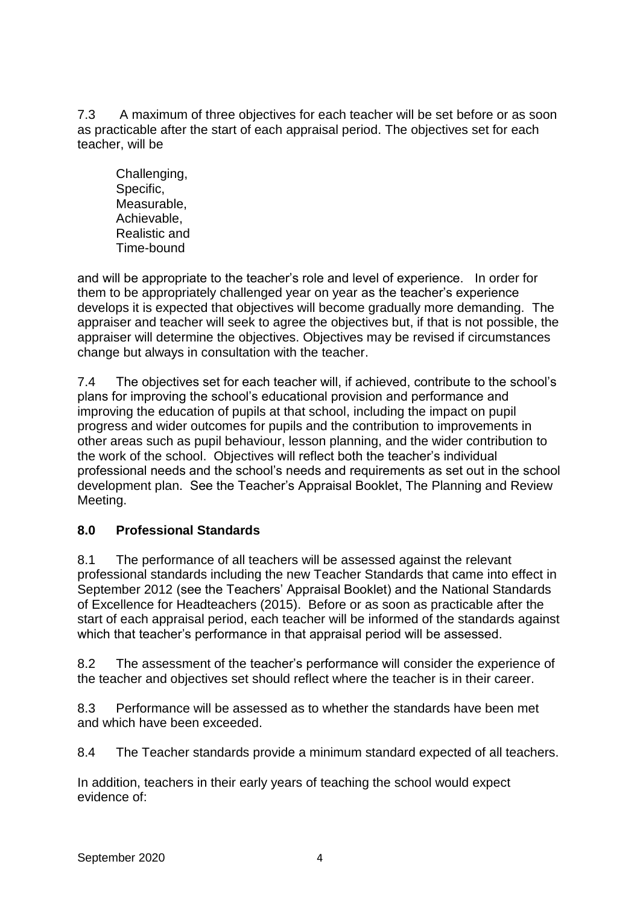7.3 A maximum of three objectives for each teacher will be set before or as soon as practicable after the start of each appraisal period. The objectives set for each teacher, will be

Challenging,
Specific,
Measurable,
Achievable,
Realistic and
Time-bound

and will be appropriate to the teacher's role and level of experience. In order for them to be appropriately challenged year on year as the teacher's experience develops it is expected that objectives will become gradually more demanding. The appraiser and teacher will seek to agree the objectives but, if that is not possible, the appraiser will determine the objectives. Objectives may be revised if circumstances change but always in consultation with the teacher.

7.4 The objectives set for each teacher will, if achieved, contribute to the school's plans for improving the school's educational provision and performance and improving the education of pupils at that school, including the impact on pupil progress and wider outcomes for pupils and the contribution to improvements in other areas such as pupil behaviour, lesson planning, and the wider contribution to the work of the school. Objectives will reflect both the teacher's individual professional needs and the school's needs and requirements as set out in the school development plan. See the Teacher's Appraisal Booklet, The Planning and Review Meeting.

## 8.0 Professional Standards

8.1 The performance of all teachers will be assessed against the relevant professional standards including the new Teacher Standards that came into effect in September 2012 (see the Teachers' Appraisal Booklet) and the National Standards of Excellence for Headteachers (2015). Before or as soon as practicable after the start of each appraisal period, each teacher will be informed of the standards against which that teacher's performance in that appraisal period will be assessed.

8.2 The assessment of the teacher's performance will consider the experience of the teacher and objectives set should reflect where the teacher is in their career.

8.3 Performance will be assessed as to whether the standards have been met and which have been exceeded.

8.4 The Teacher standards provide a minimum standard expected of all teachers.

In addition, teachers in their early years of teaching the school would expect evidence of: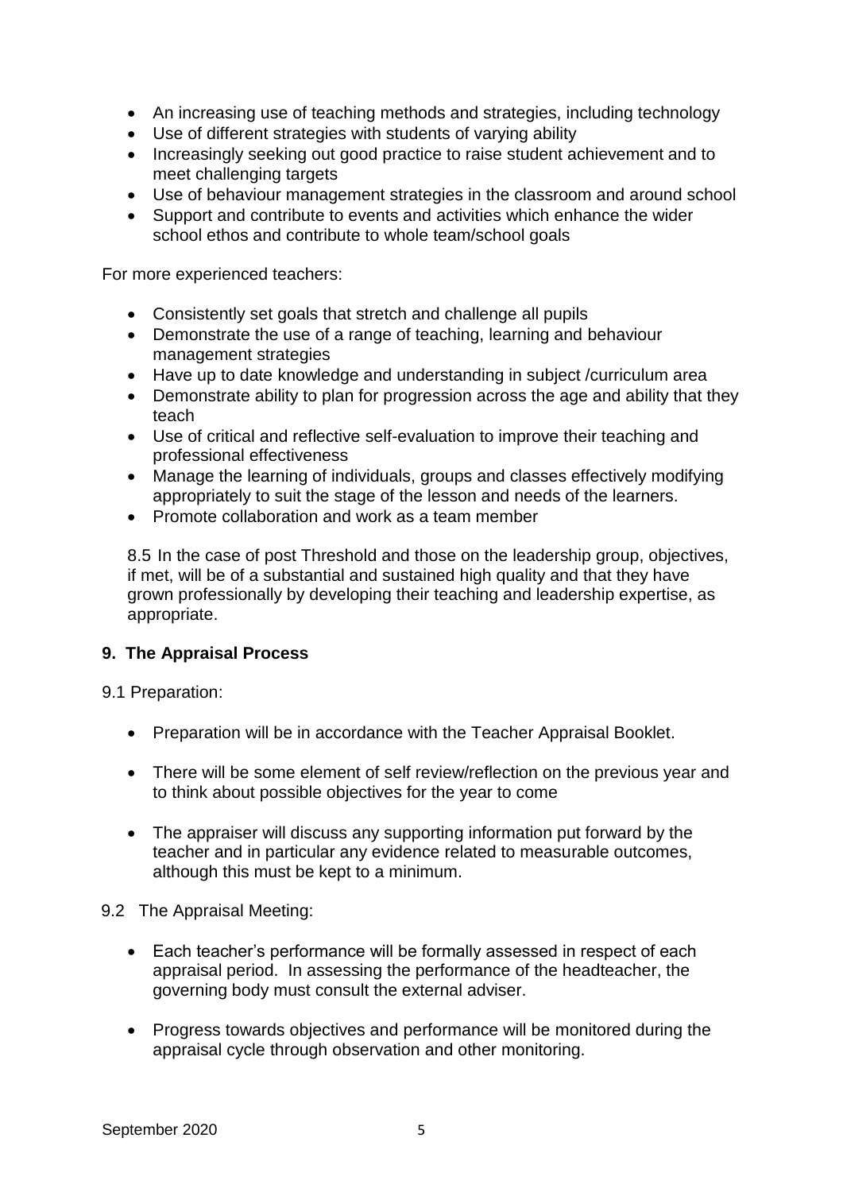- An increasing use of teaching methods and strategies, including technology
- Use of different strategies with students of varying ability
- Increasingly seeking out good practice to raise student achievement and to meet challenging targets
- Use of behaviour management strategies in the classroom and around school
- Support and contribute to events and activities which enhance the wider school ethos and contribute to whole team/school goals

For more experienced teachers:

- Consistently set goals that stretch and challenge all pupils
- Demonstrate the use of a range of teaching, learning and behaviour management strategies
- Have up to date knowledge and understanding in subject /curriculum area
- Demonstrate ability to plan for progression across the age and ability that they teach
- Use of critical and reflective self-evaluation to improve their teaching and professional effectiveness
- Manage the learning of individuals, groups and classes effectively modifying appropriately to suit the stage of the lesson and needs of the learners.
- Promote collaboration and work as a team member

8.5 In the case of post Threshold and those on the leadership group, objectives, if met, will be of a substantial and sustained high quality and that they have grown professionally by developing their teaching and leadership expertise, as appropriate.

## 9. The Appraisal Process

9.1 Preparation:

- Preparation will be in accordance with the Teacher Appraisal Booklet.
- There will be some element of self review/reflection on the previous year and to think about possible objectives for the year to come
- The appraiser will discuss any supporting information put forward by the teacher and in particular any evidence related to measurable outcomes, although this must be kept to a minimum.

9.2 The Appraisal Meeting:

- Each teacher's performance will be formally assessed in respect of each appraisal period. In assessing the performance of the headteacher, the governing body must consult the external adviser.
- Progress towards objectives and performance will be monitored during the appraisal cycle through observation and other monitoring.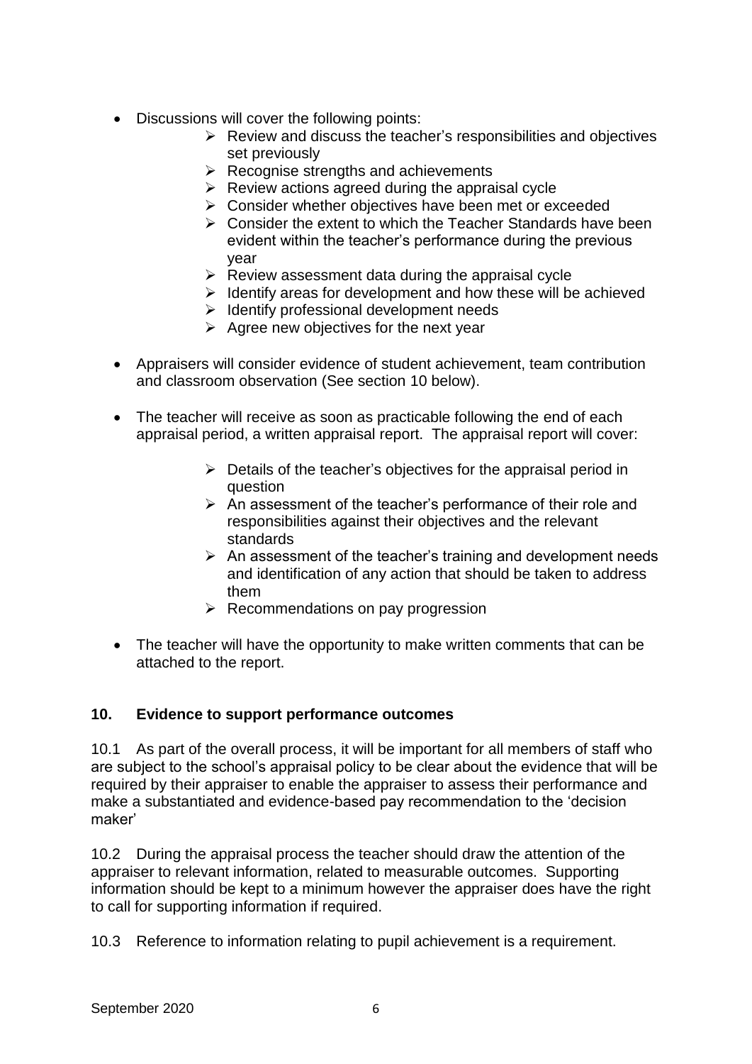- Discussions will cover the following points:
  - Review and discuss the teacher's responsibilities and objectives set previously
  - Recognise strengths and achievements
  - Review actions agreed during the appraisal cycle
  - Consider whether objectives have been met or exceeded
  - Consider the extent to which the Teacher Standards have been evident within the teacher's performance during the previous year
  - Review assessment data during the appraisal cycle
  - Identify areas for development and how these will be achieved
  - Identify professional development needs
  - Agree new objectives for the next year

- Appraisers will consider evidence of student achievement, team contribution and classroom observation (See section 10 below).

- The teacher will receive as soon as practicable following the end of each appraisal period, a written appraisal report. The appraisal report will cover:

  - Details of the teacher's objectives for the appraisal period in question
  - An assessment of the teacher's performance of their role and responsibilities against their objectives and the relevant standards
  - An assessment of the teacher's training and development needs and identification of any action that should be taken to address them
  - Recommendations on pay progression

- The teacher will have the opportunity to make written comments that can be attached to the report.

## 10. Evidence to support performance outcomes

10.1 As part of the overall process, it will be important for all members of staff who are subject to the school's appraisal policy to be clear about the evidence that will be required by their appraiser to enable the appraiser to assess their performance and make a substantiated and evidence-based pay recommendation to the 'decision maker'

10.2 During the appraisal process the teacher should draw the attention of the appraiser to relevant information, related to measurable outcomes. Supporting information should be kept to a minimum however the appraiser does have the right to call for supporting information if required.

10.3 Reference to information relating to pupil achievement is a requirement.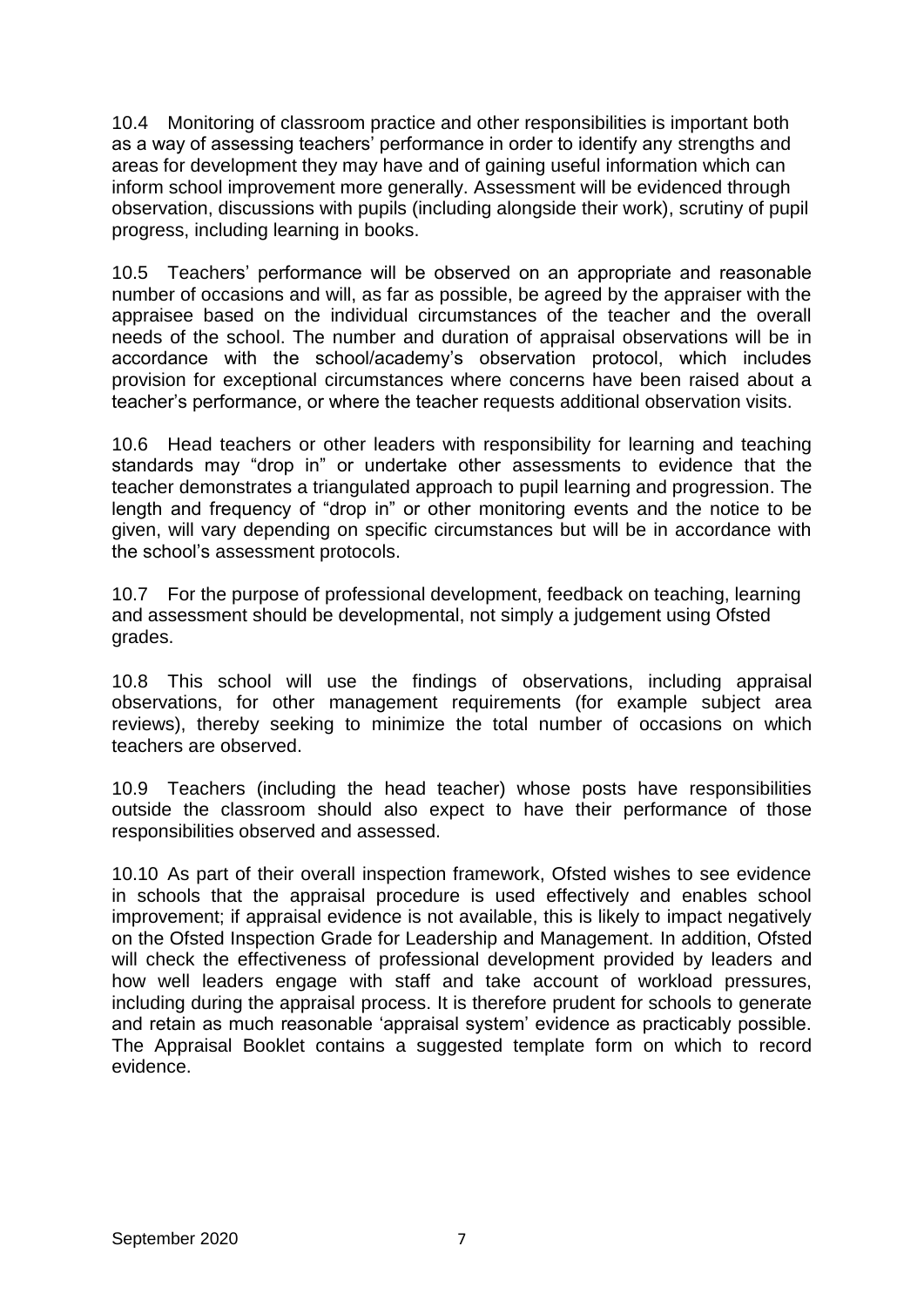10.4 Monitoring of classroom practice and other responsibilities is important both as a way of assessing teachers' performance in order to identify any strengths and areas for development they may have and of gaining useful information which can inform school improvement more generally. Assessment will be evidenced through observation, discussions with pupils (including alongside their work), scrutiny of pupil progress, including learning in books.

10.5 Teachers' performance will be observed on an appropriate and reasonable number of occasions and will, as far as possible, be agreed by the appraiser with the appraisee based on the individual circumstances of the teacher and the overall needs of the school. The number and duration of appraisal observations will be in accordance with the school/academy's observation protocol, which includes provision for exceptional circumstances where concerns have been raised about a teacher's performance, or where the teacher requests additional observation visits.

10.6 Head teachers or other leaders with responsibility for learning and teaching standards may "drop in" or undertake other assessments to evidence that the teacher demonstrates a triangulated approach to pupil learning and progression. The length and frequency of "drop in" or other monitoring events and the notice to be given, will vary depending on specific circumstances but will be in accordance with the school's assessment protocols.

10.7 For the purpose of professional development, feedback on teaching, learning and assessment should be developmental, not simply a judgement using Ofsted grades.

10.8 This school will use the findings of observations, including appraisal observations, for other management requirements (for example subject area reviews), thereby seeking to minimize the total number of occasions on which teachers are observed.

10.9 Teachers (including the head teacher) whose posts have responsibilities outside the classroom should also expect to have their performance of those responsibilities observed and assessed.

10.10 As part of their overall inspection framework, Ofsted wishes to see evidence in schools that the appraisal procedure is used effectively and enables school improvement; if appraisal evidence is not available, this is likely to impact negatively on the Ofsted Inspection Grade for Leadership and Management. In addition, Ofsted will check the effectiveness of professional development provided by leaders and how well leaders engage with staff and take account of workload pressures, including during the appraisal process. It is therefore prudent for schools to generate and retain as much reasonable 'appraisal system' evidence as practicably possible. The Appraisal Booklet contains a suggested template form on which to record evidence.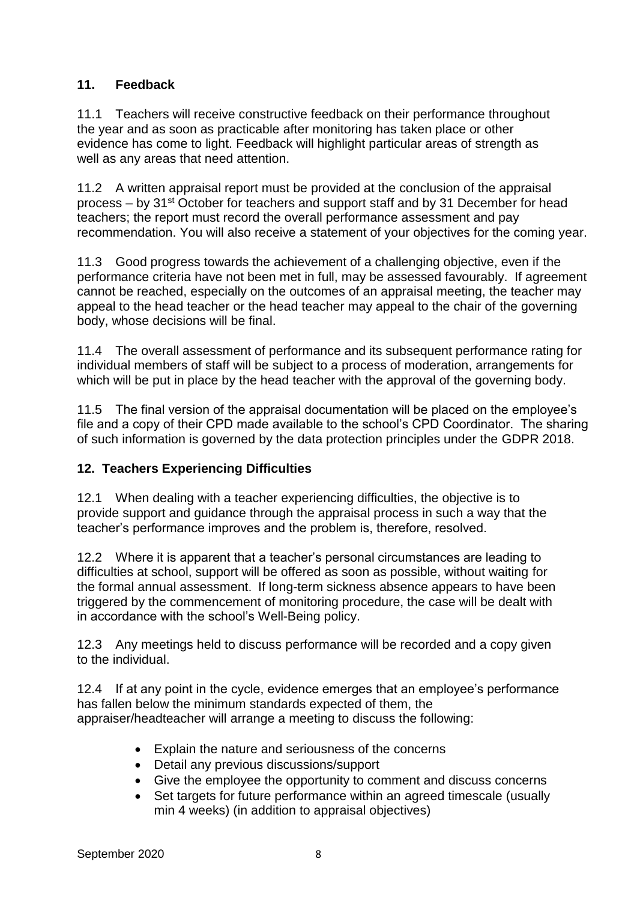## 11. Feedback

11.1 Teachers will receive constructive feedback on their performance throughout the year and as soon as practicable after monitoring has taken place or other evidence has come to light. Feedback will highlight particular areas of strength as well as any areas that need attention.

11.2 A written appraisal report must be provided at the conclusion of the appraisal process – by 31st October for teachers and support staff and by 31 December for head teachers; the report must record the overall performance assessment and pay recommendation. You will also receive a statement of your objectives for the coming year.

11.3 Good progress towards the achievement of a challenging objective, even if the performance criteria have not been met in full, may be assessed favourably. If agreement cannot be reached, especially on the outcomes of an appraisal meeting, the teacher may appeal to the head teacher or the head teacher may appeal to the chair of the governing body, whose decisions will be final.

11.4 The overall assessment of performance and its subsequent performance rating for individual members of staff will be subject to a process of moderation, arrangements for which will be put in place by the head teacher with the approval of the governing body.

11.5 The final version of the appraisal documentation will be placed on the employee's file and a copy of their CPD made available to the school's CPD Coordinator. The sharing of such information is governed by the data protection principles under the GDPR 2018.

## 12. Teachers Experiencing Difficulties

12.1 When dealing with a teacher experiencing difficulties, the objective is to provide support and guidance through the appraisal process in such a way that the teacher's performance improves and the problem is, therefore, resolved.

12.2 Where it is apparent that a teacher's personal circumstances are leading to difficulties at school, support will be offered as soon as possible, without waiting for the formal annual assessment. If long-term sickness absence appears to have been triggered by the commencement of monitoring procedure, the case will be dealt with in accordance with the school's Well-Being policy.

12.3 Any meetings held to discuss performance will be recorded and a copy given to the individual.

12.4 If at any point in the cycle, evidence emerges that an employee's performance has fallen below the minimum standards expected of them, the appraiser/headteacher will arrange a meeting to discuss the following:

- Explain the nature and seriousness of the concerns
- Detail any previous discussions/support
- Give the employee the opportunity to comment and discuss concerns
- Set targets for future performance within an agreed timescale (usually min 4 weeks) (in addition to appraisal objectives)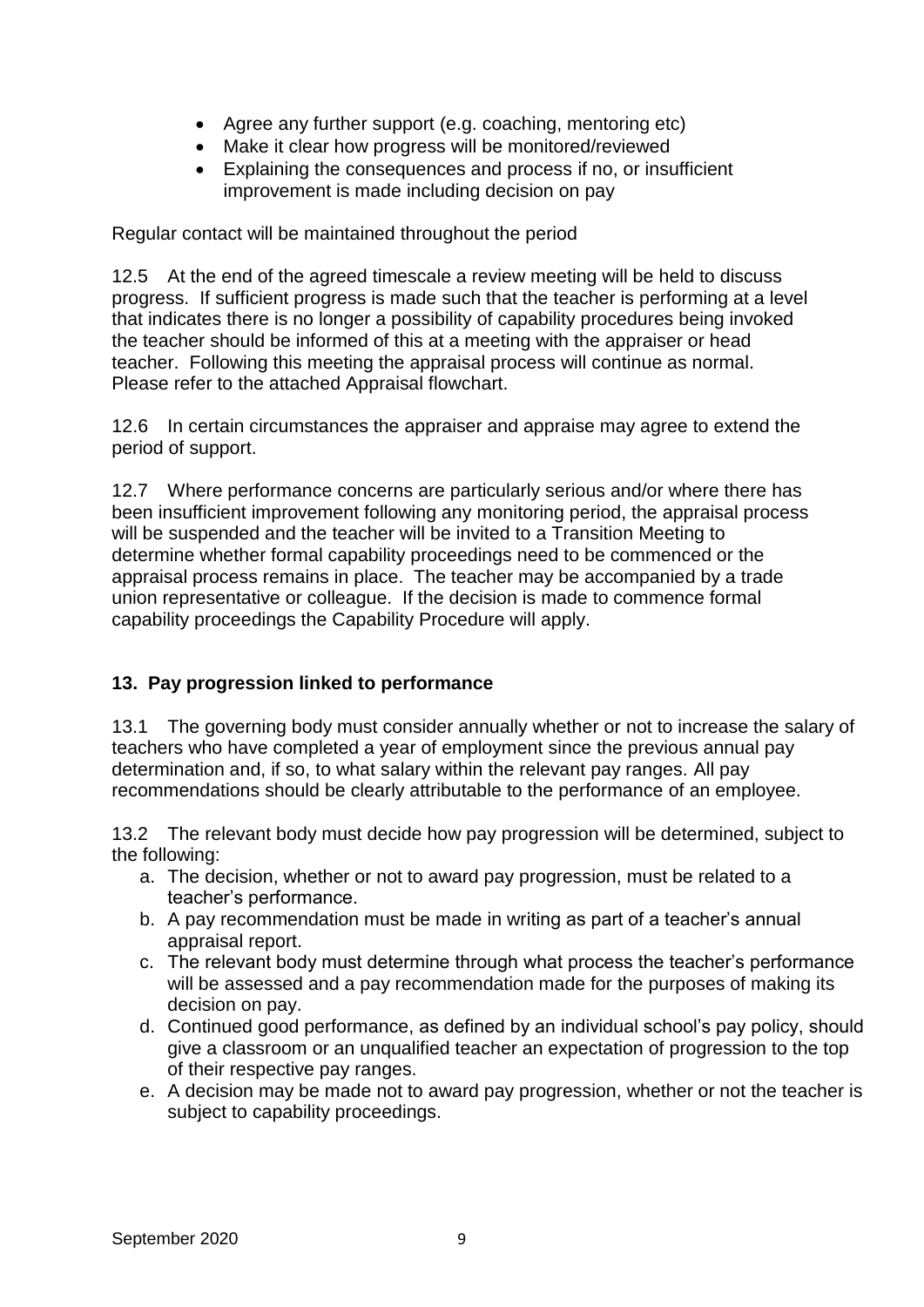- Agree any further support (e.g. coaching, mentoring etc)
- Make it clear how progress will be monitored/reviewed
- Explaining the consequences and process if no, or insufficient improvement is made including decision on pay

Regular contact will be maintained throughout the period

12.5 At the end of the agreed timescale a review meeting will be held to discuss progress. If sufficient progress is made such that the teacher is performing at a level that indicates there is no longer a possibility of capability procedures being invoked the teacher should be informed of this at a meeting with the appraiser or head teacher. Following this meeting the appraisal process will continue as normal. Please refer to the attached Appraisal flowchart.

12.6 In certain circumstances the appraiser and appraise may agree to extend the period of support.

12.7 Where performance concerns are particularly serious and/or where there has been insufficient improvement following any monitoring period, the appraisal process will be suspended and the teacher will be invited to a Transition Meeting to determine whether formal capability proceedings need to be commenced or the appraisal process remains in place. The teacher may be accompanied by a trade union representative or colleague. If the decision is made to commence formal capability proceedings the Capability Procedure will apply.

**13. Pay progression linked to performance**

13.1 The governing body must consider annually whether or not to increase the salary of teachers who have completed a year of employment since the previous annual pay determination and, if so, to what salary within the relevant pay ranges. All pay recommendations should be clearly attributable to the performance of an employee.

13.2 The relevant body must decide how pay progression will be determined, subject to the following:

a. The decision, whether or not to award pay progression, must be related to a teacher's performance.
b. A pay recommendation must be made in writing as part of a teacher's annual appraisal report.
c. The relevant body must determine through what process the teacher's performance will be assessed and a pay recommendation made for the purposes of making its decision on pay.
d. Continued good performance, as defined by an individual school's pay policy, should give a classroom or an unqualified teacher an expectation of progression to the top of their respective pay ranges.
e. A decision may be made not to award pay progression, whether or not the teacher is subject to capability proceedings.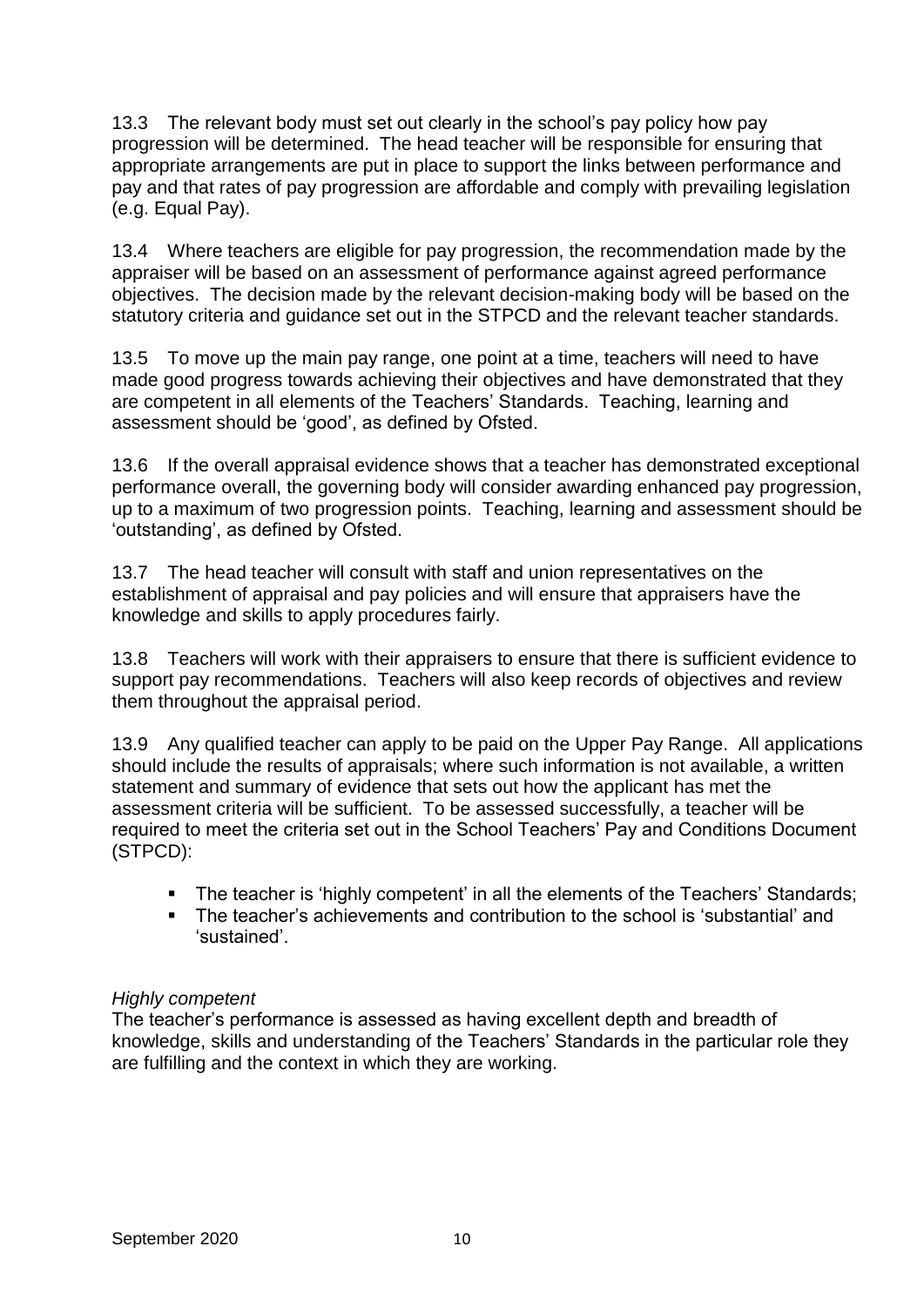13.3 The relevant body must set out clearly in the school's pay policy how pay progression will be determined. The head teacher will be responsible for ensuring that appropriate arrangements are put in place to support the links between performance and pay and that rates of pay progression are affordable and comply with prevailing legislation (e.g. Equal Pay).

13.4 Where teachers are eligible for pay progression, the recommendation made by the appraiser will be based on an assessment of performance against agreed performance objectives. The decision made by the relevant decision-making body will be based on the statutory criteria and guidance set out in the STPCD and the relevant teacher standards.

13.5 To move up the main pay range, one point at a time, teachers will need to have made good progress towards achieving their objectives and have demonstrated that they are competent in all elements of the Teachers' Standards. Teaching, learning and assessment should be 'good', as defined by Ofsted.

13.6 If the overall appraisal evidence shows that a teacher has demonstrated exceptional performance overall, the governing body will consider awarding enhanced pay progression, up to a maximum of two progression points. Teaching, learning and assessment should be 'outstanding', as defined by Ofsted.

13.7 The head teacher will consult with staff and union representatives on the establishment of appraisal and pay policies and will ensure that appraisers have the knowledge and skills to apply procedures fairly.

13.8 Teachers will work with their appraisers to ensure that there is sufficient evidence to support pay recommendations. Teachers will also keep records of objectives and review them throughout the appraisal period.

13.9 Any qualified teacher can apply to be paid on the Upper Pay Range. All applications should include the results of appraisals; where such information is not available, a written statement and summary of evidence that sets out how the applicant has met the assessment criteria will be sufficient. To be assessed successfully, a teacher will be required to meet the criteria set out in the School Teachers' Pay and Conditions Document (STPCD):

- The teacher is 'highly competent' in all the elements of the Teachers' Standards;
- The teacher's achievements and contribution to the school is 'substantial' and 'sustained'.

*Highly competent*
The teacher's performance is assessed as having excellent depth and breadth of knowledge, skills and understanding of the Teachers' Standards in the particular role they are fulfilling and the context in which they are working.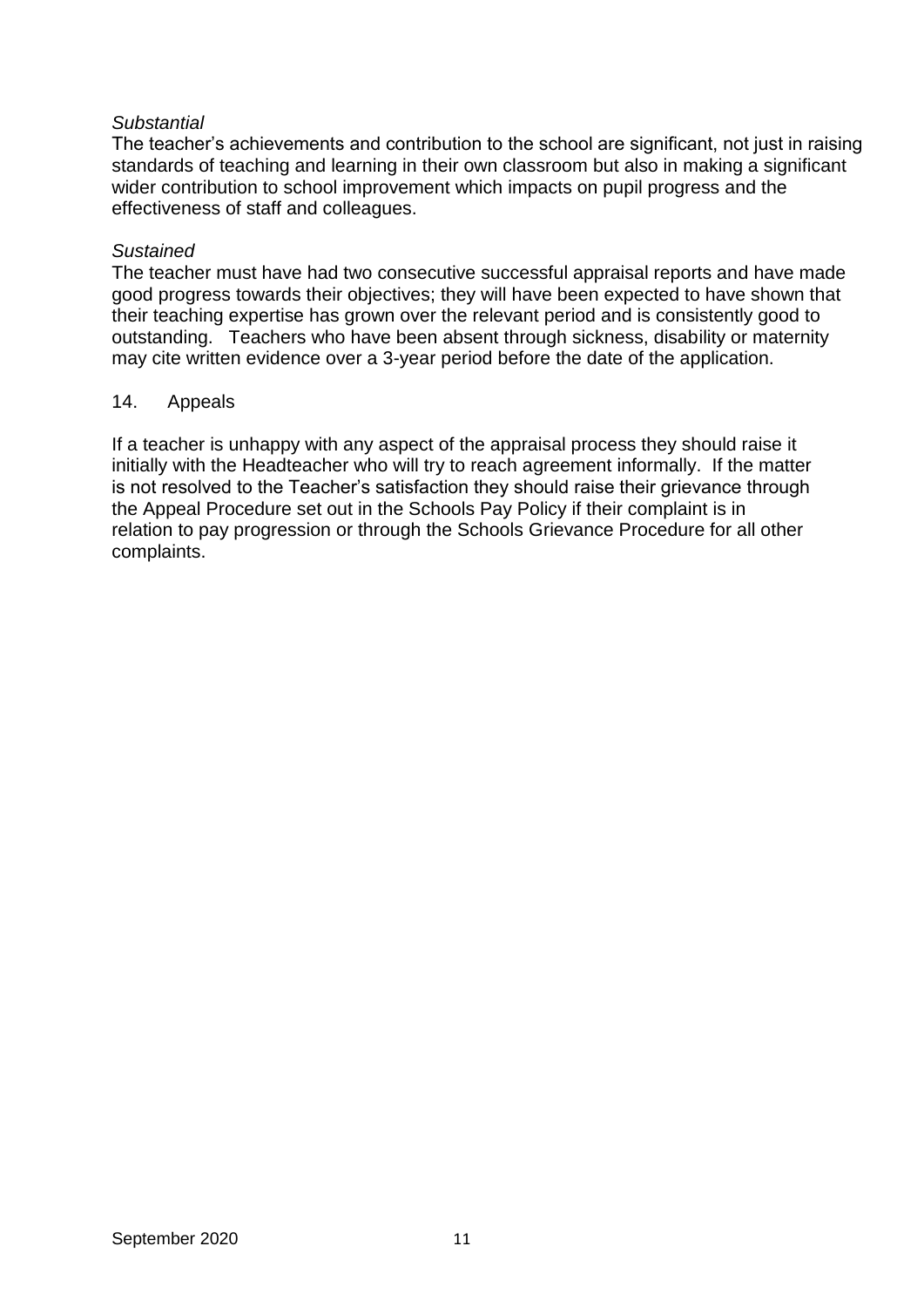*Substantial*
The teacher's achievements and contribution to the school are significant, not just in raising standards of teaching and learning in their own classroom but also in making a significant wider contribution to school improvement which impacts on pupil progress and the effectiveness of staff and colleagues.

*Sustained*
The teacher must have had two consecutive successful appraisal reports and have made good progress towards their objectives; they will have been expected to have shown that their teaching expertise has grown over the relevant period and is consistently good to outstanding. Teachers who have been absent through sickness, disability or maternity may cite written evidence over a 3-year period before the date of the application.

## 14. Appeals

If a teacher is unhappy with any aspect of the appraisal process they should raise it initially with the Headteacher who will try to reach agreement informally. If the matter is not resolved to the Teacher's satisfaction they should raise their grievance through the Appeal Procedure set out in the Schools Pay Policy if their complaint is in relation to pay progression or through the Schools Grievance Procedure for all other complaints.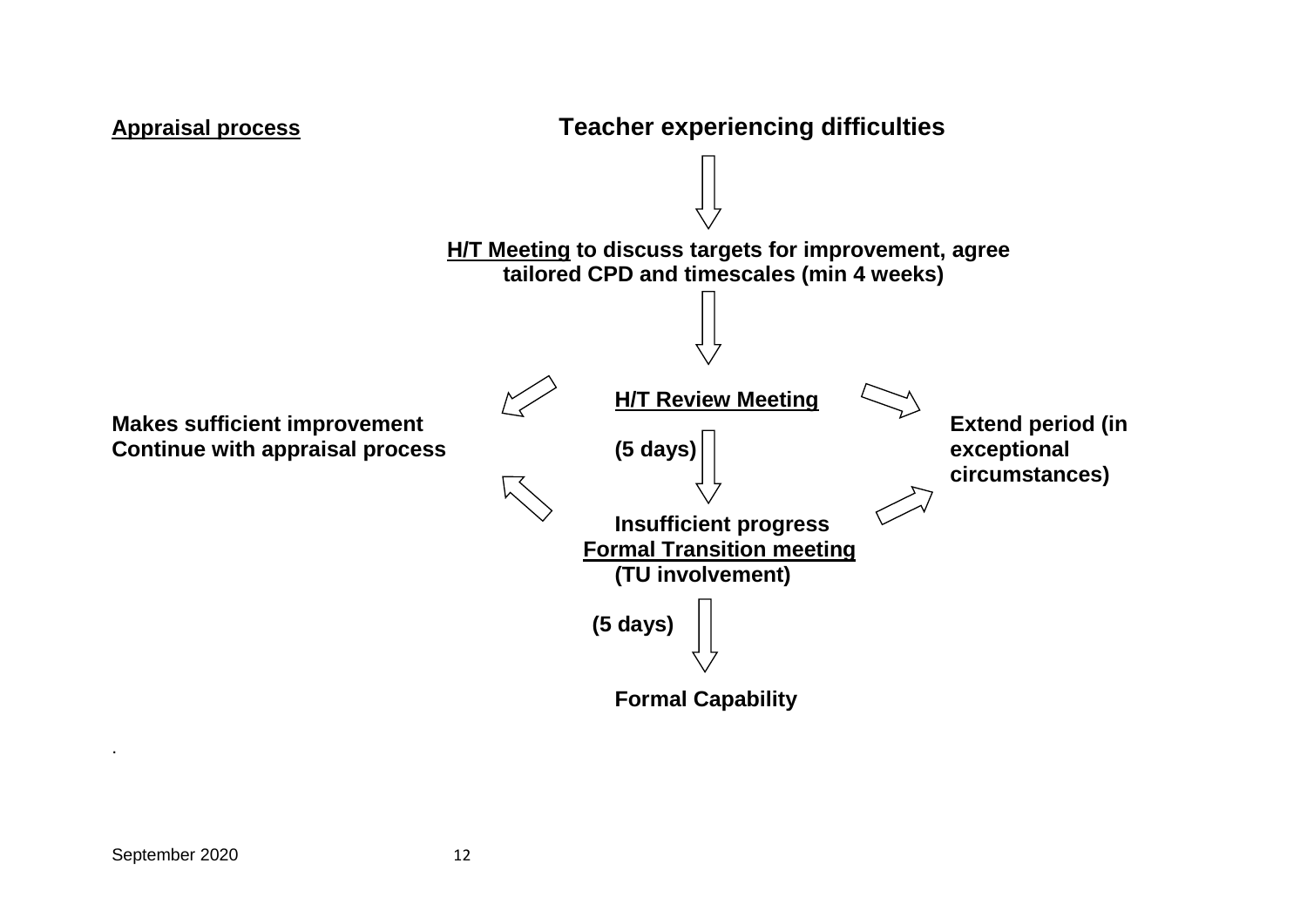**Appraisal process**

**Teacher experiencing difficulties**

**H/T Meeting to discuss targets for improvement, agree tailored CPD and timescales (min 4 weeks)**

**H/T Review Meeting**

**Makes sufficient improvement**
**Continue with appraisal process**

**(5 days)**

**Extend period (in exceptional circumstances)**

**Insufficient progress**
**Formal Transition meeting**
**(TU involvement)**

**(5 days)**

**Formal Capability**

.

September 2020